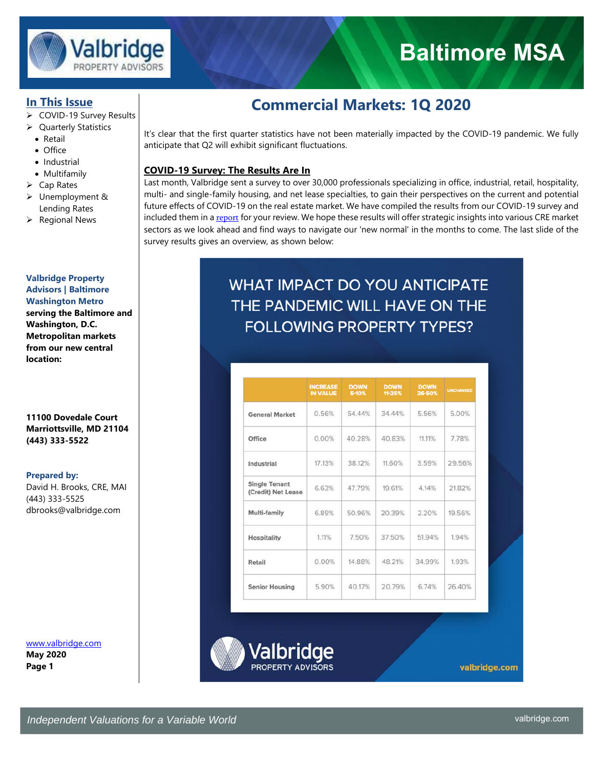# Baltimore MSA

## In This Issue

- COVID-19 Survey Results
- Quarterly Statistics
  - Retail
  - Office
  - Industrial
  - Multifamily
- Cap Rates
- Unemployment & Lending Rates
- Regional News

**Valbridge Property Advisors | Baltimore Washington Metro serving the Baltimore and Washington, D.C. Metropolitan markets from our new central location:**

**11100 Dovedale Court**
**Marriottsville, MD 21104**
**(443) 333-5522**

**Prepared by:**
David H. Brooks, CRE, MAI
(443) 333-5525
dbrooks@valbridge.com

www.valbridge.com
**May 2020**

# Commercial Markets: 1Q 2020

It's clear that the first quarter statistics have not been materially impacted by the COVID-19 pandemic. We fully anticipate that Q2 will exhibit significant fluctuations.

## COVID-19 Survey: The Results Are In

Last month, Valbridge sent a survey to over 30,000 professionals specializing in office, industrial, retail, hospitality, multi- and single-family housing, and net lease specialties, to gain their perspectives on the current and potential future effects of COVID-19 on the real estate market. We have compiled the results from our COVID-19 survey and included them in a report for your review. We hope these results will offer strategic insights into various CRE market sectors as we look ahead and find ways to navigate our 'new normal' in the months to come. The last slide of the survey results gives an overview, as shown below:

### WHAT IMPACT DO YOU ANTICIPATE THE PANDEMIC WILL HAVE ON THE FOLLOWING PROPERTY TYPES?

| | INCREASE IN VALUE | DOWN 5-10% | DOWN 11-25% | DOWN 26-50% | UNCHANGED |
|---|---|---|---|---|---|
| General Market | 0.56% | 54.44% | 34.44% | 5.56% | 5.00% |
| Office | 0.00% | 40.28% | 40.83% | 11.11% | 7.78% |
| Industrial | 17.13% | 38.12% | 11.60% | 3.59% | 29.56% |
| Single Tenant (Credit) Net Lease | 6.63% | 47.79% | 19.61% | 4.14% | 21.82% |
| Multi-family | 6.89% | 50.96% | 20.39% | 2.20% | 19.56% |
| Hospitality | 1.11% | 7.50% | 37.50% | 51.94% | 1.94% |
| Retail | 0.00% | 14.88% | 48.21% | 34.99% | 1.93% |
| Senior Housing | 5.90% | 40.17% | 20.79% | 6.74% | 26.40% |

Valbridge PROPERTY ADVISORS valbridge.com

*Independent Valuations for a Variable World*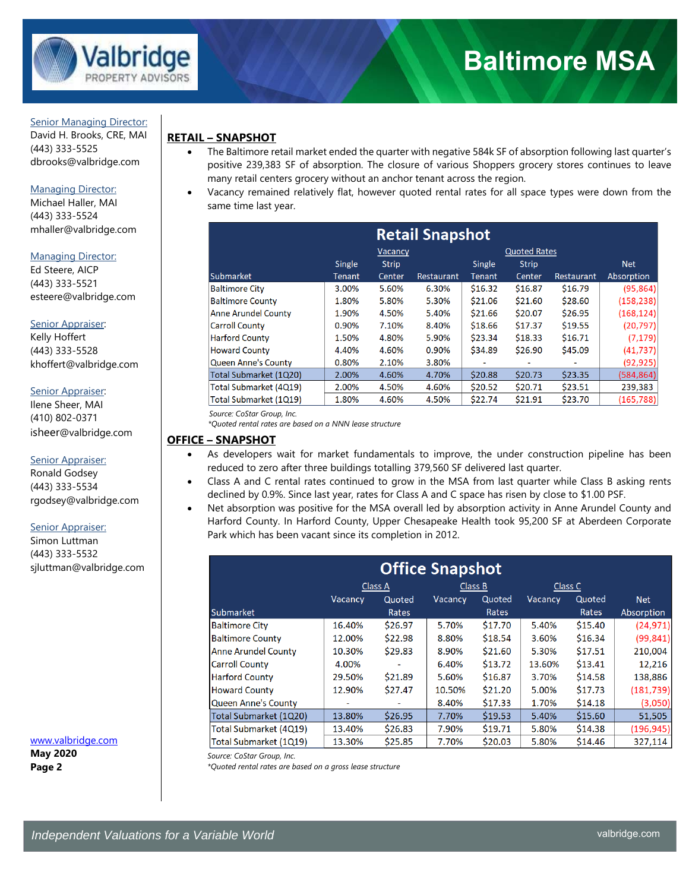Senior Managing Director:
David H. Brooks, CRE, MAI
(443) 333-5525
dbrooks@valbridge.com

Managing Director:
Michael Haller, MAI
(443) 333-5524
mhaller@valbridge.com

Managing Director:
Ed Steere, AICP
(443) 333-5521
esteere@valbridge.com

Senior Appraiser:
Kelly Hoffert
(443) 333-5528
khoffert@valbridge.com

Senior Appraiser:
Ilene Sheer, MAI
(410) 802-0371
isheer@valbridge.com

Senior Appraiser:
Ronald Godsey
(443) 333-5534
rgodsey@valbridge.com

Senior Appraiser:
Simon Luttman
(443) 333-5532
sjluttman@valbridge.com

www.valbridge.com
**May 2020**

## RETAIL – SNAPSHOT

- The Baltimore retail market ended the quarter with negative 584k SF of absorption following last quarter's positive 239,383 SF of absorption. The closure of various Shoppers grocery stores continues to leave many retail centers grocery without an anchor tenant across the region.
- Vacancy remained relatively flat, however quoted rental rates for all space types were down from the same time last year.

**Retail Snapshot**

| | Vacancy | | | Quoted Rates | | | |
|---|---|---|---|---|---|---|---|
| Submarket | Single Tenant | Strip Center | Restaurant | Single Tenant | Strip Center | Restaurant | Net Absorption |
| Baltimore City | 3.00% | 5.60% | 6.30% | $16.32 | $16.87 | $16.79 | (95,864) |
| Baltimore County | 1.80% | 5.80% | 5.30% | $21.06 | $21.60 | $28.60 | (158,238) |
| Anne Arundel County | 1.90% | 4.50% | 5.40% | $21.66 | $20.07 | $26.95 | (168,124) |
| Carroll County | 0.90% | 7.10% | 8.40% | $18.66 | $17.37 | $19.55 | (20,797) |
| Harford County | 1.50% | 4.80% | 5.90% | $23.34 | $18.33 | $16.71 | (7,179) |
| Howard County | 4.40% | 4.60% | 0.90% | $34.89 | $26.90 | $45.09 | (41,737) |
| Queen Anne's County | 0.80% | 2.10% | 3.80% | - | - | - | (92,925) |
| Total Submarket (1Q20) | 2.00% | 4.60% | 4.70% | $20.88 | $20.73 | $23.35 | (584,864) |
| Total Submarket (4Q19) | 2.00% | 4.50% | 4.60% | $20.52 | $20.71 | $23.51 | 239,383 |
| Total Submarket (1Q19) | 1.80% | 4.60% | 4.50% | $22.74 | $21.91 | $23.70 | (165,788) |

*Source: CoStar Group, Inc.*
*\*Quoted rental rates are based on a NNN lease structure*

## OFFICE – SNAPSHOT

- As developers wait for market fundamentals to improve, the under construction pipeline has been reduced to zero after three buildings totalling 379,560 SF delivered last quarter.
- Class A and C rental rates continued to grow in the MSA from last quarter while Class B asking rents declined by 0.9%. Since last year, rates for Class A and C space has risen by close to $1.00 PSF.
- Net absorption was positive for the MSA overall led by absorption activity in Anne Arundel County and Harford County. In Harford County, Upper Chesapeake Health took 95,200 SF at Aberdeen Corporate Park which has been vacant since its completion in 2012.

**Office Snapshot**

| | Class A | | Class B | | Class C | | |
|---|---|---|---|---|---|---|---|
| Submarket | Vacancy | Quoted Rates | Vacancy | Quoted Rates | Vacancy | Quoted Rates | Net Absorption |
| Baltimore City | 16.40% | $26.97 | 5.70% | $17.70 | 5.40% | $15.40 | (24,971) |
| Baltimore County | 12.00% | $22.98 | 8.80% | $18.54 | 3.60% | $16.34 | (99,841) |
| Anne Arundel County | 10.30% | $29.83 | 8.90% | $21.60 | 5.30% | $17.51 | 210,004 |
| Carroll County | 4.00% | - | 6.40% | $13.72 | 13.60% | $13.41 | 12,216 |
| Harford County | 29.50% | $21.89 | 5.60% | $16.87 | 3.70% | $14.58 | 138,886 |
| Howard County | 12.90% | $27.47 | 10.50% | $21.20 | 5.00% | $17.73 | (181,739) |
| Queen Anne's County | - | - | 8.40% | $17.33 | 1.70% | $14.18 | (3,050) |
| Total Submarket (1Q20) | 13.80% | $26.95 | 7.70% | $19.53 | 5.40% | $15.60 | 51,505 |
| Total Submarket (4Q19) | 13.40% | $26.83 | 7.90% | $19.71 | 5.80% | $14.38 | (196,945) |
| Total Submarket (1Q19) | 13.30% | $25.85 | 7.70% | $20.03 | 5.80% | $14.46 | 327,114 |

*Source: CoStar Group, Inc.*
*\*Quoted rental rates are based on a gross lease structure*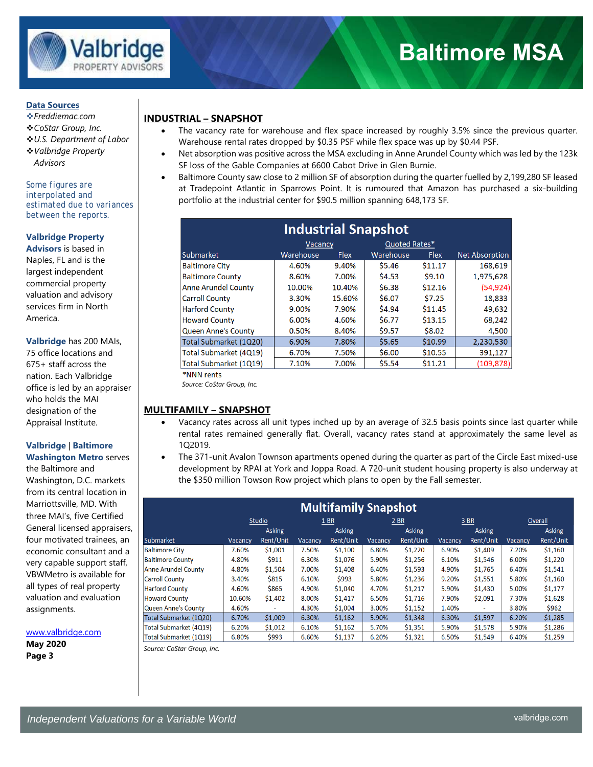# Baltimore MSA

**Data Sources**

- ❖*Freddiemac.com*
- ❖*CoStar Group, Inc.*
- ❖*U.S. Department of Labor*
- ❖*Valbridge Property Advisors*

Some figures are interpolated and estimated due to variances between the reports.

**Valbridge Property Advisors** is based in Naples, FL and is the largest independent commercial property valuation and advisory services firm in North America.

**Valbridge** has 200 MAIs, 75 office locations and 675+ staff across the nation. Each Valbridge office is led by an appraiser who holds the MAI designation of the Appraisal Institute.

**Valbridge | Baltimore Washington Metro** serves the Baltimore and Washington, D.C. markets from its central location in Marriottsville, MD. With three MAI's, five Certified General licensed appraisers, four motivated trainees, an economic consultant and a very capable support staff, VBWMetro is available for all types of real property valuation and evaluation assignments.

www.valbridge.com

**May 2020**

## INDUSTRIAL – SNAPSHOT

- The vacancy rate for warehouse and flex space increased by roughly 3.5% since the previous quarter. Warehouse rental rates dropped by $0.35 PSF while flex space was up by $0.44 PSF.
- Net absorption was positive across the MSA excluding in Anne Arundel County which was led by the 123k SF loss of the Gable Companies at 6600 Cabot Drive in Glen Burnie.
- Baltimore County saw close to 2 million SF of absorption during the quarter fuelled by 2,199,280 SF leased at Tradepoint Atlantic in Sparrows Point. It is rumoured that Amazon has purchased a six-building portfolio at the industrial center for $90.5 million spanning 648,173 SF.

**Industrial Snapshot**

| | Vacancy | | Quoted Rates* | | |
|---|---|---|---|---|---|
| Submarket | Warehouse | Flex | Warehouse | Flex | Net Absorption |
| Baltimore City | 4.60% | 9.40% | $5.46 | $11.17 | 168,619 |
| Baltimore County | 8.60% | 7.00% | $4.53 | $9.10 | 1,975,628 |
| Anne Arundel County | 10.00% | 10.40% | $6.38 | $12.16 | (54,924) |
| Carroll County | 3.30% | 15.60% | $6.07 | $7.25 | 18,833 |
| Harford County | 9.00% | 7.90% | $4.94 | $11.45 | 49,632 |
| Howard County | 6.00% | 4.60% | $6.77 | $13.15 | 68,242 |
| Queen Anne's County | 0.50% | 8.40% | $9.57 | $8.02 | 4,500 |
| Total Submarket (1Q20) | 6.90% | 7.80% | $5.65 | $10.99 | 2,230,530 |
| Total Submarket (4Q19) | 6.70% | 7.50% | $6.00 | $10.55 | 391,127 |
| Total Submarket (1Q19) | 7.10% | 7.00% | $5.54 | $11.21 | (109,878) |

*NNN rents

*Source: CoStar Group, Inc.*

## MULTIFAMILY – SNAPSHOT

- Vacancy rates across all unit types inched up by an average of 32.5 basis points since last quarter while rental rates remained generally flat. Overall, vacancy rates stand at approximately the same level as 1Q2019.
- The 371-unit Avalon Townson apartments opened during the quarter as part of the Circle East mixed-use development by RPAI at York and Joppa Road. A 720-unit student housing property is also underway at the $350 million Towson Row project which plans to open by the Fall semester.

**Multifamily Snapshot**

| | Studio | | 1 BR | | 2 BR | | 3 BR | | Overall | |
|---|---|---|---|---|---|---|---|---|---|---|
| Submarket | Vacancy | Asking Rent/Unit | Vacancy | Asking Rent/Unit | Vacancy | Asking Rent/Unit | Vacancy | Asking Rent/Unit | Vacancy | Asking Rent/Unit |
| Baltimore City | 7.60% | $1,001 | 7.50% | $1,100 | 6.80% | $1,220 | 6.90% | $1,409 | 7.20% | $1,160 |
| Baltimore County | 4.80% | $911 | 6.30% | $1,076 | 5.90% | $1,256 | 6.10% | $1,546 | 6.00% | $1,220 |
| Anne Arundel County | 4.80% | $1,504 | 7.00% | $1,408 | 6.40% | $1,593 | 4.90% | $1,765 | 6.40% | $1,541 |
| Carroll County | 3.40% | $815 | 6.10% | $993 | 5.80% | $1,236 | 9.20% | $1,551 | 5.80% | $1,160 |
| Harford County | 4.60% | $865 | 4.90% | $1,040 | 4.70% | $1,217 | 5.90% | $1,430 | 5.00% | $1,177 |
| Howard County | 10.60% | $1,402 | 8.00% | $1,417 | 6.50% | $1,716 | 7.90% | $2,091 | 7.30% | $1,628 |
| Queen Anne's County | 4.60% | - | 4.30% | $1,004 | 3.00% | $1,152 | 1.40% | - | 3.80% | $962 |
| Total Submarket (1Q20) | 6.70% | $1,009 | 6.30% | $1,162 | 5.90% | $1,348 | 6.30% | $1,597 | 6.20% | $1,285 |
| Total Submarket (4Q19) | 6.20% | $1,012 | 6.10% | $1,162 | 5.70% | $1,351 | 5.90% | $1,578 | 5.90% | $1,286 |
| Total Submarket (1Q19) | 6.80% | $993 | 6.60% | $1,137 | 6.20% | $1,321 | 6.50% | $1,549 | 6.40% | $1,259 |

*Source: CoStar Group, Inc.*

*Independent Valuations for a Variable World*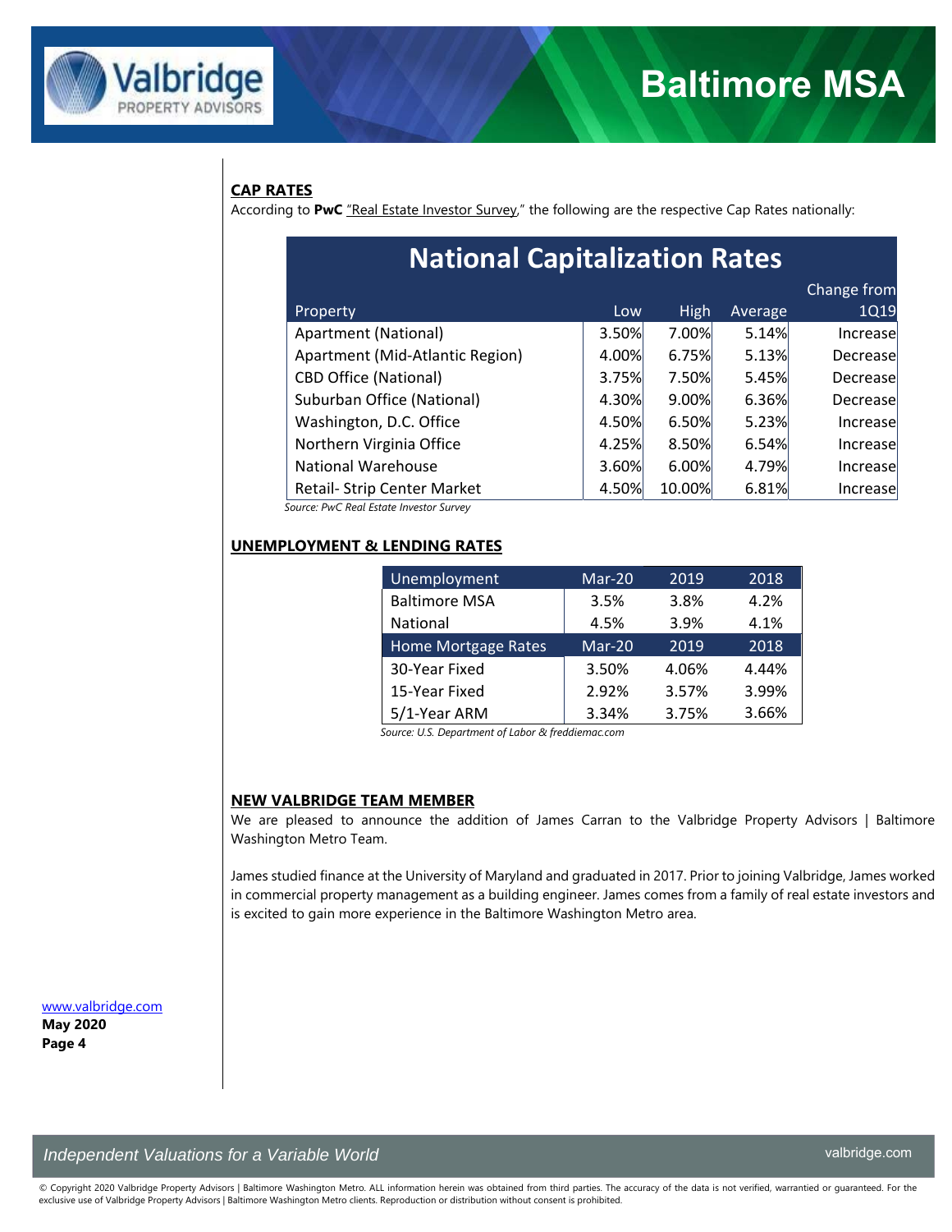## CAP RATES

According to **PwC** "Real Estate Investor Survey," the following are the respective Cap Rates nationally:

**National Capitalization Rates**

| Property | Low | High | Average | Change from 1Q19 |
|---|---|---|---|---|
| Apartment (National) | 3.50% | 7.00% | 5.14% | Increase |
| Apartment (Mid-Atlantic Region) | 4.00% | 6.75% | 5.13% | Decrease |
| CBD Office (National) | 3.75% | 7.50% | 5.45% | Decrease |
| Suburban Office (National) | 4.30% | 9.00% | 6.36% | Decrease |
| Washington, D.C. Office | 4.50% | 6.50% | 5.23% | Increase |
| Northern Virginia Office | 4.25% | 8.50% | 6.54% | Increase |
| National Warehouse | 3.60% | 6.00% | 4.79% | Increase |
| Retail- Strip Center Market | 4.50% | 10.00% | 6.81% | Increase |

*Source: PwC Real Estate Investor Survey*

## UNEMPLOYMENT & LENDING RATES

| Unemployment | Mar-20 | 2019 | 2018 |
|---|---|---|---|
| Baltimore MSA | 3.5% | 3.8% | 4.2% |
| National | 4.5% | 3.9% | 4.1% |
| **Home Mortgage Rates** | **Mar-20** | **2019** | **2018** |
| 30-Year Fixed | 3.50% | 4.06% | 4.44% |
| 15-Year Fixed | 2.92% | 3.57% | 3.99% |
| 5/1-Year ARM | 3.34% | 3.75% | 3.66% |

*Source: U.S. Department of Labor & freddiemac.com*

## NEW VALBRIDGE TEAM MEMBER

We are pleased to announce the addition of James Carran to the Valbridge Property Advisors | Baltimore Washington Metro Team.

James studied finance at the University of Maryland and graduated in 2017. Prior to joining Valbridge, James worked in commercial property management as a building engineer. James comes from a family of real estate investors and is excited to gain more experience in the Baltimore Washington Metro area.

© Copyright 2020 Valbridge Property Advisors | Baltimore Washington Metro. ALL information herein was obtained from third parties. The accuracy of the data is not verified, warrantied or guaranteed. For the exclusive use of Valbridge Property Advisors | Baltimore Washington Metro clients. Reproduction or distribution without consent is prohibited.